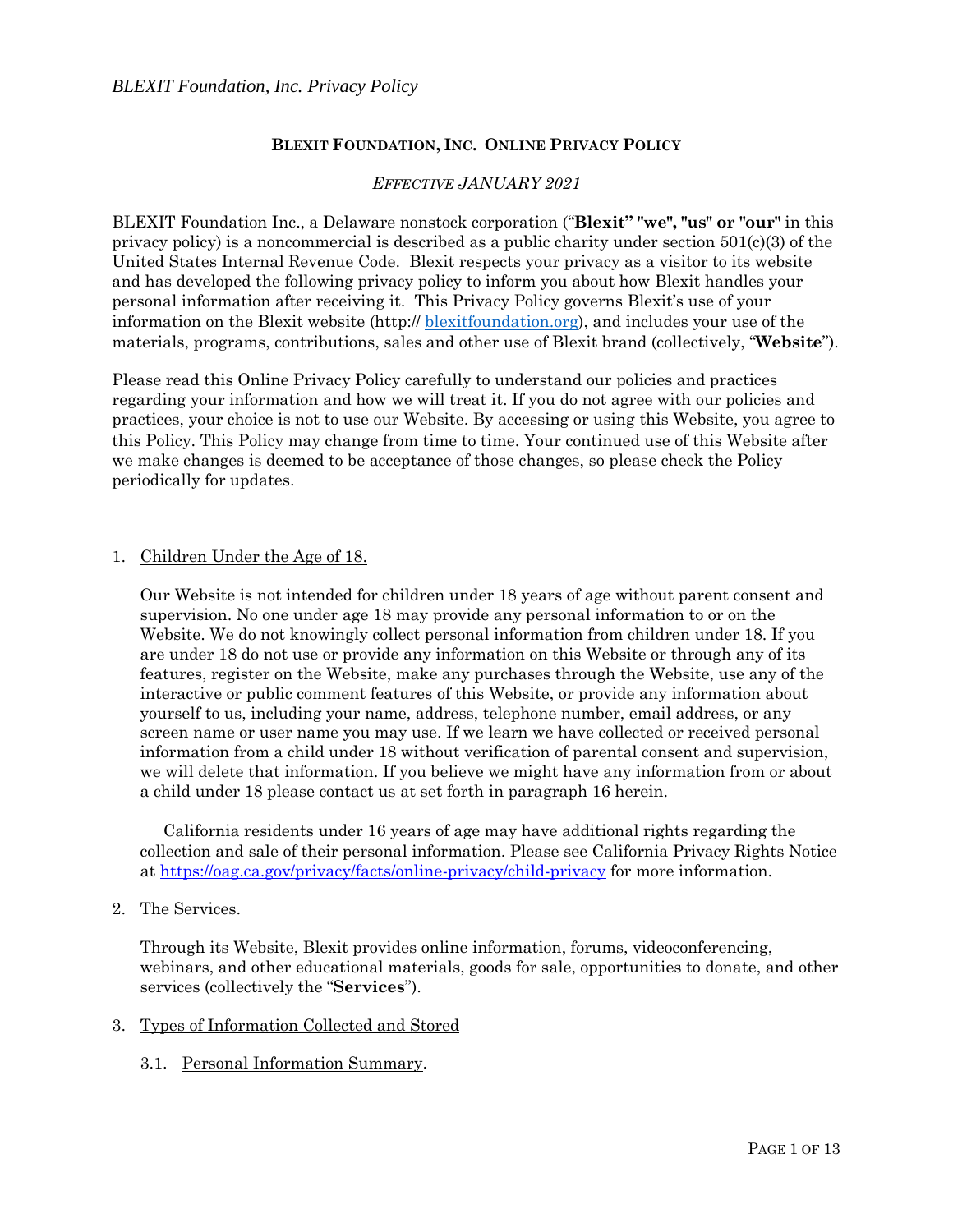# BLEXIT FOUNDATION, INC. ONLINE PRIVACY POLICY

*EFFECTIVE JANUARY 2021*

BLEXIT Foundation Inc., a Delaware nonstock corporation ("**Blexit" "we", "us" or "our"** in this privacy policy) is a noncommercial is described as a public charity under section 501(c)(3) of the United States Internal Revenue Code. Blexit respects your privacy as a visitor to its website and has developed the following privacy policy to inform you about how Blexit handles your personal information after receiving it. This Privacy Policy governs Blexit's use of your information on the Blexit website (http:// [blexitfoundation.org](http://blexitfoundation.org)), and includes your use of the materials, programs, contributions, sales and other use of Blexit brand (collectively, "**Website**").

Please read this Online Privacy Policy carefully to understand our policies and practices regarding your information and how we will treat it. If you do not agree with our policies and practices, your choice is not to use our Website. By accessing or using this Website, you agree to this Policy. This Policy may change from time to time. Your continued use of this Website after we make changes is deemed to be acceptance of those changes, so please check the Policy periodically for updates.

1. Children Under the Age of 18.

   Our Website is not intended for children under 18 years of age without parent consent and supervision. No one under age 18 may provide any personal information to or on the Website. We do not knowingly collect personal information from children under 18. If you are under 18 do not use or provide any information on this Website or through any of its features, register on the Website, make any purchases through the Website, use any of the interactive or public comment features of this Website, or provide any information about yourself to us, including your name, address, telephone number, email address, or any screen name or user name you may use. If we learn we have collected or received personal information from a child under 18 without verification of parental consent and supervision, we will delete that information. If you believe we might have any information from or about a child under 18 please contact us at set forth in paragraph 16 herein.

   California residents under 16 years of age may have additional rights regarding the collection and sale of their personal information. Please see California Privacy Rights Notice at [https://oag.ca.gov/privacy/facts/online-privacy/child-privacy](https://oag.ca.gov/privacy/facts/online-privacy/child-privacy) for more information.

2. The Services.

   Through its Website, Blexit provides online information, forums, videoconferencing, webinars, and other educational materials, goods for sale, opportunities to donate, and other services (collectively the "**Services**").

3. Types of Information Collected and Stored

   3.1. Personal Information Summary.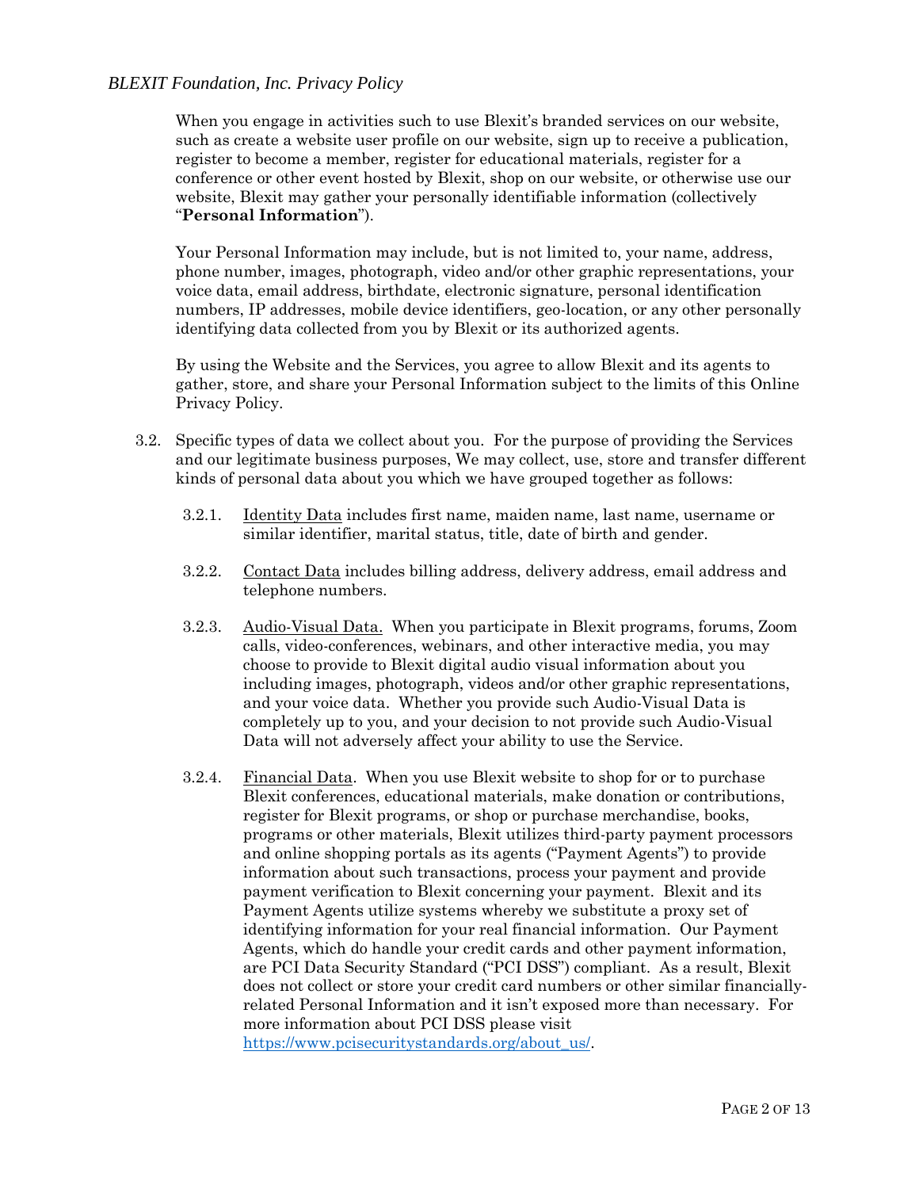When you engage in activities such to use Blexit's branded services on our website, such as create a website user profile on our website, sign up to receive a publication, register to become a member, register for educational materials, register for a conference or other event hosted by Blexit, shop on our website, or otherwise use our website, Blexit may gather your personally identifiable information (collectively "**Personal Information**").

Your Personal Information may include, but is not limited to, your name, address, phone number, images, photograph, video and/or other graphic representations, your voice data, email address, birthdate, electronic signature, personal identification numbers, IP addresses, mobile device identifiers, geo-location, or any other personally identifying data collected from you by Blexit or its authorized agents.

By using the Website and the Services, you agree to allow Blexit and its agents to gather, store, and share your Personal Information subject to the limits of this Online Privacy Policy.

3.2. Specific types of data we collect about you. For the purpose of providing the Services and our legitimate business purposes, We may collect, use, store and transfer different kinds of personal data about you which we have grouped together as follows:

3.2.1. Identity Data includes first name, maiden name, last name, username or similar identifier, marital status, title, date of birth and gender.

3.2.2. Contact Data includes billing address, delivery address, email address and telephone numbers.

3.2.3. Audio-Visual Data. When you participate in Blexit programs, forums, Zoom calls, video-conferences, webinars, and other interactive media, you may choose to provide to Blexit digital audio visual information about you including images, photograph, videos and/or other graphic representations, and your voice data. Whether you provide such Audio-Visual Data is completely up to you, and your decision to not provide such Audio-Visual Data will not adversely affect your ability to use the Service.

3.2.4. Financial Data. When you use Blexit website to shop for or to purchase Blexit conferences, educational materials, make donation or contributions, register for Blexit programs, or shop or purchase merchandise, books, programs or other materials, Blexit utilizes third-party payment processors and online shopping portals as its agents ("Payment Agents") to provide information about such transactions, process your payment and provide payment verification to Blexit concerning your payment. Blexit and its Payment Agents utilize systems whereby we substitute a proxy set of identifying information for your real financial information. Our Payment Agents, which do handle your credit cards and other payment information, are PCI Data Security Standard ("PCI DSS") compliant. As a result, Blexit does not collect or store your credit card numbers or other similar financially-related Personal Information and it isn't exposed more than necessary. For more information about PCI DSS please visit https://www.pcisecuritystandards.org/about_us/.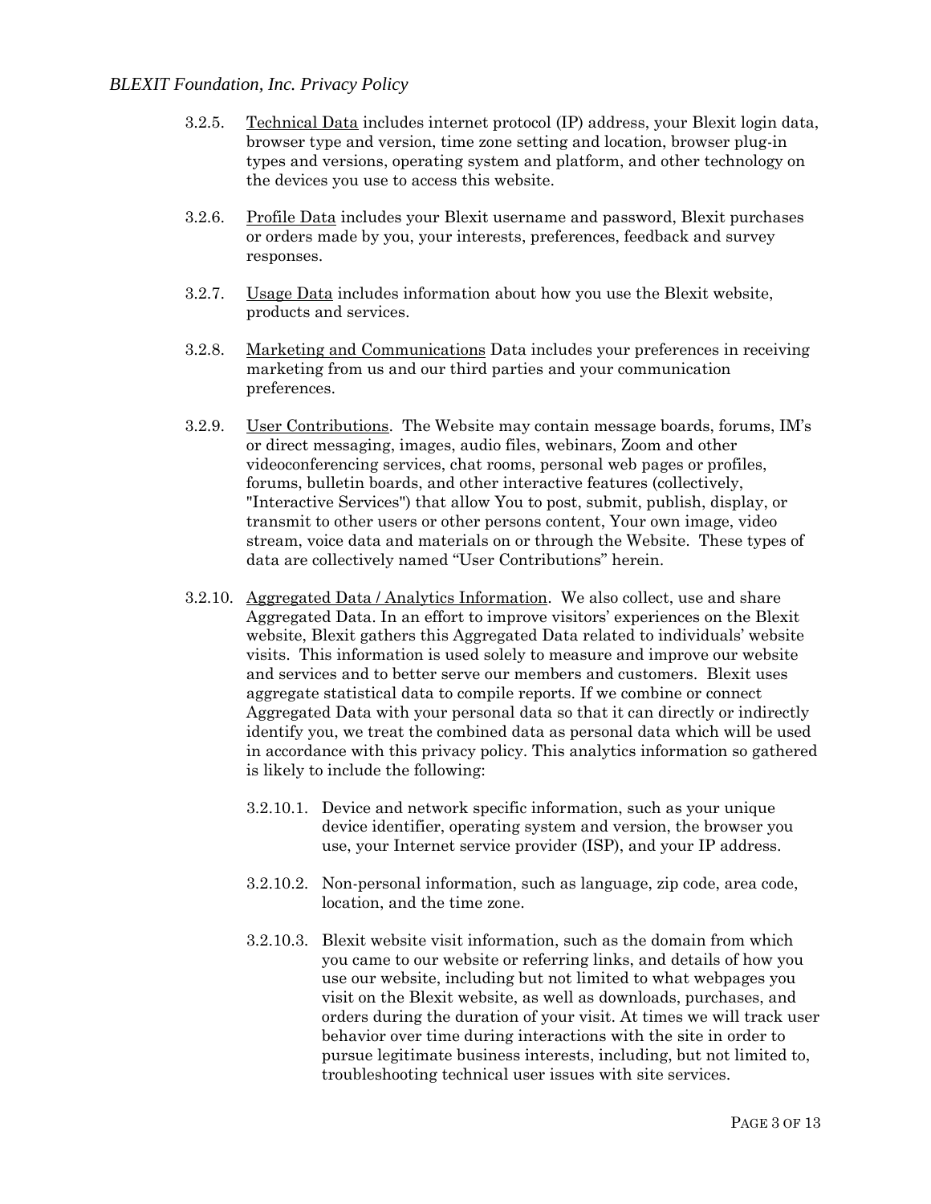3.2.5. Technical Data includes internet protocol (IP) address, your Blexit login data, browser type and version, time zone setting and location, browser plug-in types and versions, operating system and platform, and other technology on the devices you use to access this website.

3.2.6. Profile Data includes your Blexit username and password, Blexit purchases or orders made by you, your interests, preferences, feedback and survey responses.

3.2.7. Usage Data includes information about how you use the Blexit website, products and services.

3.2.8. Marketing and Communications Data includes your preferences in receiving marketing from us and our third parties and your communication preferences.

3.2.9. User Contributions. The Website may contain message boards, forums, IM's or direct messaging, images, audio files, webinars, Zoom and other videoconferencing services, chat rooms, personal web pages or profiles, forums, bulletin boards, and other interactive features (collectively, "Interactive Services") that allow You to post, submit, publish, display, or transmit to other users or other persons content, Your own image, video stream, voice data and materials on or through the Website. These types of data are collectively named "User Contributions" herein.

3.2.10. Aggregated Data / Analytics Information. We also collect, use and share Aggregated Data. In an effort to improve visitors' experiences on the Blexit website, Blexit gathers this Aggregated Data related to individuals' website visits. This information is used solely to measure and improve our website and services and to better serve our members and customers. Blexit uses aggregate statistical data to compile reports. If we combine or connect Aggregated Data with your personal data so that it can directly or indirectly identify you, we treat the combined data as personal data which will be used in accordance with this privacy policy. This analytics information so gathered is likely to include the following:

3.2.10.1. Device and network specific information, such as your unique device identifier, operating system and version, the browser you use, your Internet service provider (ISP), and your IP address.

3.2.10.2. Non-personal information, such as language, zip code, area code, location, and the time zone.

3.2.10.3. Blexit website visit information, such as the domain from which you came to our website or referring links, and details of how you use our website, including but not limited to what webpages you visit on the Blexit website, as well as downloads, purchases, and orders during the duration of your visit. At times we will track user behavior over time during interactions with the site in order to pursue legitimate business interests, including, but not limited to, troubleshooting technical user issues with site services.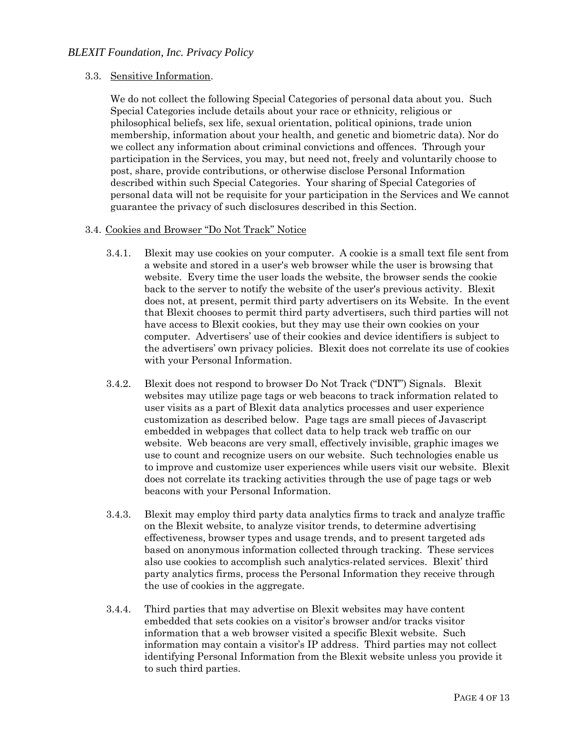3.3. <u>Sensitive Information</u>.

We do not collect the following Special Categories of personal data about you. Such Special Categories include details about your race or ethnicity, religious or philosophical beliefs, sex life, sexual orientation, political opinions, trade union membership, information about your health, and genetic and biometric data). Nor do we collect any information about criminal convictions and offences. Through your participation in the Services, you may, but need not, freely and voluntarily choose to post, share, provide contributions, or otherwise disclose Personal Information described within such Special Categories. Your sharing of Special Categories of personal data will not be requisite for your participation in the Services and We cannot guarantee the privacy of such disclosures described in this Section.

3.4. <u>Cookies and Browser "Do Not Track" Notice</u>

3.4.1. Blexit may use cookies on your computer. A cookie is a small text file sent from a website and stored in a user's web browser while the user is browsing that website. Every time the user loads the website, the browser sends the cookie back to the server to notify the website of the user's previous activity. Blexit does not, at present, permit third party advertisers on its Website. In the event that Blexit chooses to permit third party advertisers, such third parties will not have access to Blexit cookies, but they may use their own cookies on your computer. Advertisers' use of their cookies and device identifiers is subject to the advertisers' own privacy policies. Blexit does not correlate its use of cookies with your Personal Information.

3.4.2. Blexit does not respond to browser Do Not Track ("DNT") Signals. Blexit websites may utilize page tags or web beacons to track information related to user visits as a part of Blexit data analytics processes and user experience customization as described below. Page tags are small pieces of Javascript embedded in webpages that collect data to help track web traffic on our website. Web beacons are very small, effectively invisible, graphic images we use to count and recognize users on our website. Such technologies enable us to improve and customize user experiences while users visit our website. Blexit does not correlate its tracking activities through the use of page tags or web beacons with your Personal Information.

3.4.3. Blexit may employ third party data analytics firms to track and analyze traffic on the Blexit website, to analyze visitor trends, to determine advertising effectiveness, browser types and usage trends, and to present targeted ads based on anonymous information collected through tracking. These services also use cookies to accomplish such analytics-related services. Blexit' third party analytics firms, process the Personal Information they receive through the use of cookies in the aggregate.

3.4.4. Third parties that may advertise on Blexit websites may have content embedded that sets cookies on a visitor's browser and/or tracks visitor information that a web browser visited a specific Blexit website. Such information may contain a visitor's IP address. Third parties may not collect identifying Personal Information from the Blexit website unless you provide it to such third parties.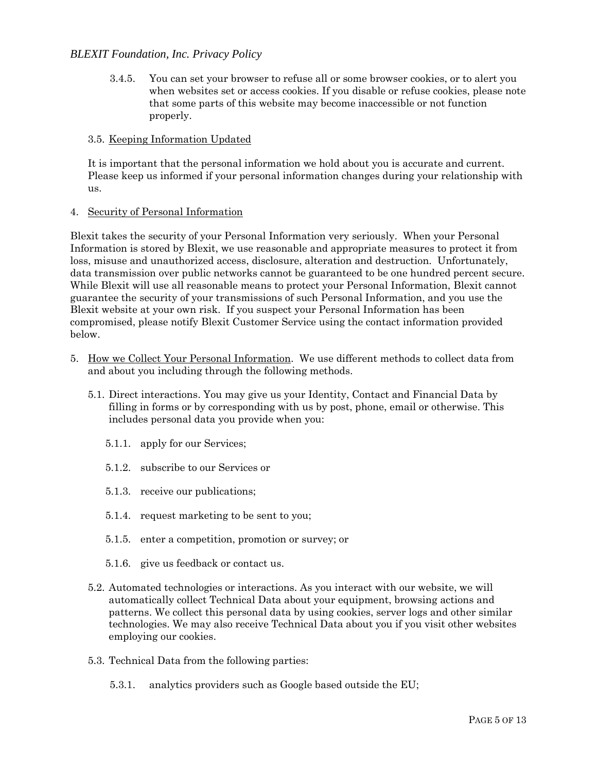3.4.5. You can set your browser to refuse all or some browser cookies, or to alert you when websites set or access cookies. If you disable or refuse cookies, please note that some parts of this website may become inaccessible or not function properly.

3.5. Keeping Information Updated

It is important that the personal information we hold about you is accurate and current. Please keep us informed if your personal information changes during your relationship with us.

4. Security of Personal Information

Blexit takes the security of your Personal Information very seriously. When your Personal Information is stored by Blexit, we use reasonable and appropriate measures to protect it from loss, misuse and unauthorized access, disclosure, alteration and destruction. Unfortunately, data transmission over public networks cannot be guaranteed to be one hundred percent secure. While Blexit will use all reasonable means to protect your Personal Information, Blexit cannot guarantee the security of your transmissions of such Personal Information, and you use the Blexit website at your own risk. If you suspect your Personal Information has been compromised, please notify Blexit Customer Service using the contact information provided below.

5. How we Collect Your Personal Information. We use different methods to collect data from and about you including through the following methods.

5.1. Direct interactions. You may give us your Identity, Contact and Financial Data by filling in forms or by corresponding with us by post, phone, email or otherwise. This includes personal data you provide when you:

5.1.1. apply for our Services;

5.1.2. subscribe to our Services or

5.1.3. receive our publications;

5.1.4. request marketing to be sent to you;

5.1.5. enter a competition, promotion or survey; or

5.1.6. give us feedback or contact us.

5.2. Automated technologies or interactions. As you interact with our website, we will automatically collect Technical Data about your equipment, browsing actions and patterns. We collect this personal data by using cookies, server logs and other similar technologies. We may also receive Technical Data about you if you visit other websites employing our cookies.

5.3. Technical Data from the following parties:

5.3.1. analytics providers such as Google based outside the EU;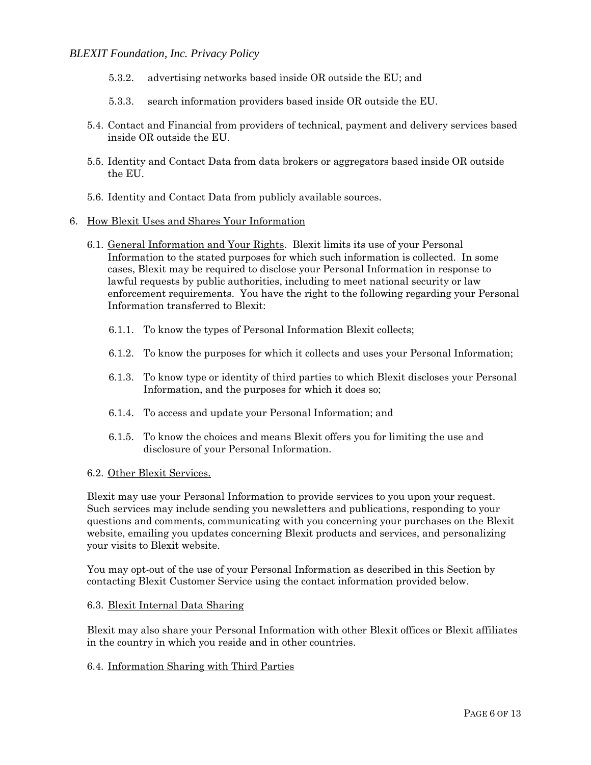5.3.2. advertising networks based inside OR outside the EU; and

5.3.3. search information providers based inside OR outside the EU.

5.4. Contact and Financial from providers of technical, payment and delivery services based inside OR outside the EU.

5.5. Identity and Contact Data from data brokers or aggregators based inside OR outside the EU.

5.6. Identity and Contact Data from publicly available sources.

6. How Blexit Uses and Shares Your Information

6.1. General Information and Your Rights. Blexit limits its use of your Personal Information to the stated purposes for which such information is collected. In some cases, Blexit may be required to disclose your Personal Information in response to lawful requests by public authorities, including to meet national security or law enforcement requirements. You have the right to the following regarding your Personal Information transferred to Blexit:

6.1.1. To know the types of Personal Information Blexit collects;

6.1.2. To know the purposes for which it collects and uses your Personal Information;

6.1.3. To know type or identity of third parties to which Blexit discloses your Personal Information, and the purposes for which it does so;

6.1.4. To access and update your Personal Information; and

6.1.5. To know the choices and means Blexit offers you for limiting the use and disclosure of your Personal Information.

6.2. Other Blexit Services.

Blexit may use your Personal Information to provide services to you upon your request. Such services may include sending you newsletters and publications, responding to your questions and comments, communicating with you concerning your purchases on the Blexit website, emailing you updates concerning Blexit products and services, and personalizing your visits to Blexit website.

You may opt-out of the use of your Personal Information as described in this Section by contacting Blexit Customer Service using the contact information provided below.

6.3. Blexit Internal Data Sharing

Blexit may also share your Personal Information with other Blexit offices or Blexit affiliates in the country in which you reside and in other countries.

6.4. Information Sharing with Third Parties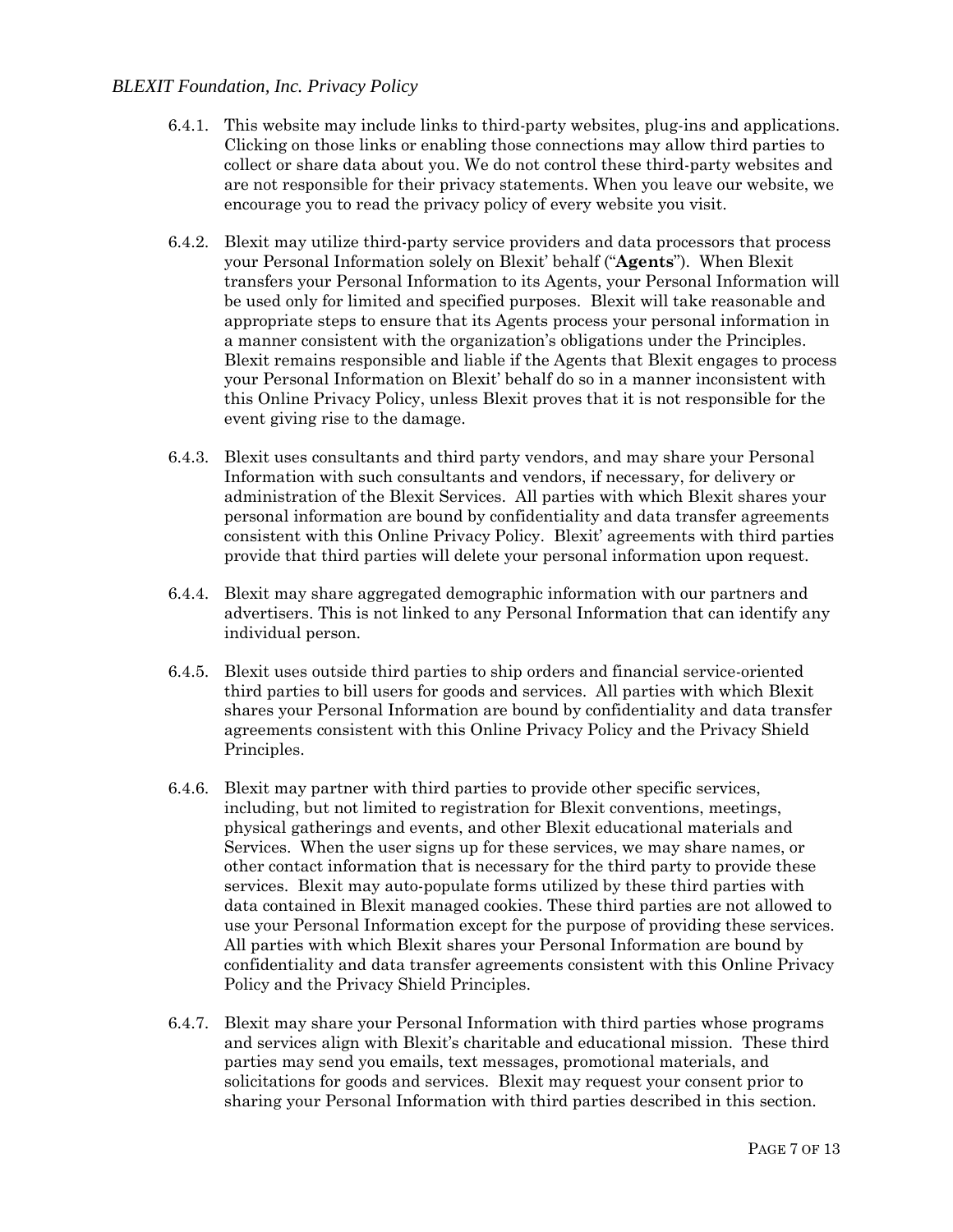6.4.1. This website may include links to third-party websites, plug-ins and applications. Clicking on those links or enabling those connections may allow third parties to collect or share data about you. We do not control these third-party websites and are not responsible for their privacy statements. When you leave our website, we encourage you to read the privacy policy of every website you visit.

6.4.2. Blexit may utilize third-party service providers and data processors that process your Personal Information solely on Blexit' behalf ("**Agents**"). When Blexit transfers your Personal Information to its Agents, your Personal Information will be used only for limited and specified purposes. Blexit will take reasonable and appropriate steps to ensure that its Agents process your personal information in a manner consistent with the organization's obligations under the Principles. Blexit remains responsible and liable if the Agents that Blexit engages to process your Personal Information on Blexit' behalf do so in a manner inconsistent with this Online Privacy Policy, unless Blexit proves that it is not responsible for the event giving rise to the damage.

6.4.3. Blexit uses consultants and third party vendors, and may share your Personal Information with such consultants and vendors, if necessary, for delivery or administration of the Blexit Services. All parties with which Blexit shares your personal information are bound by confidentiality and data transfer agreements consistent with this Online Privacy Policy. Blexit' agreements with third parties provide that third parties will delete your personal information upon request.

6.4.4. Blexit may share aggregated demographic information with our partners and advertisers. This is not linked to any Personal Information that can identify any individual person.

6.4.5. Blexit uses outside third parties to ship orders and financial service-oriented third parties to bill users for goods and services. All parties with which Blexit shares your Personal Information are bound by confidentiality and data transfer agreements consistent with this Online Privacy Policy and the Privacy Shield Principles.

6.4.6. Blexit may partner with third parties to provide other specific services, including, but not limited to registration for Blexit conventions, meetings, physical gatherings and events, and other Blexit educational materials and Services. When the user signs up for these services, we may share names, or other contact information that is necessary for the third party to provide these services. Blexit may auto-populate forms utilized by these third parties with data contained in Blexit managed cookies. These third parties are not allowed to use your Personal Information except for the purpose of providing these services. All parties with which Blexit shares your Personal Information are bound by confidentiality and data transfer agreements consistent with this Online Privacy Policy and the Privacy Shield Principles.

6.4.7. Blexit may share your Personal Information with third parties whose programs and services align with Blexit's charitable and educational mission. These third parties may send you emails, text messages, promotional materials, and solicitations for goods and services. Blexit may request your consent prior to sharing your Personal Information with third parties described in this section.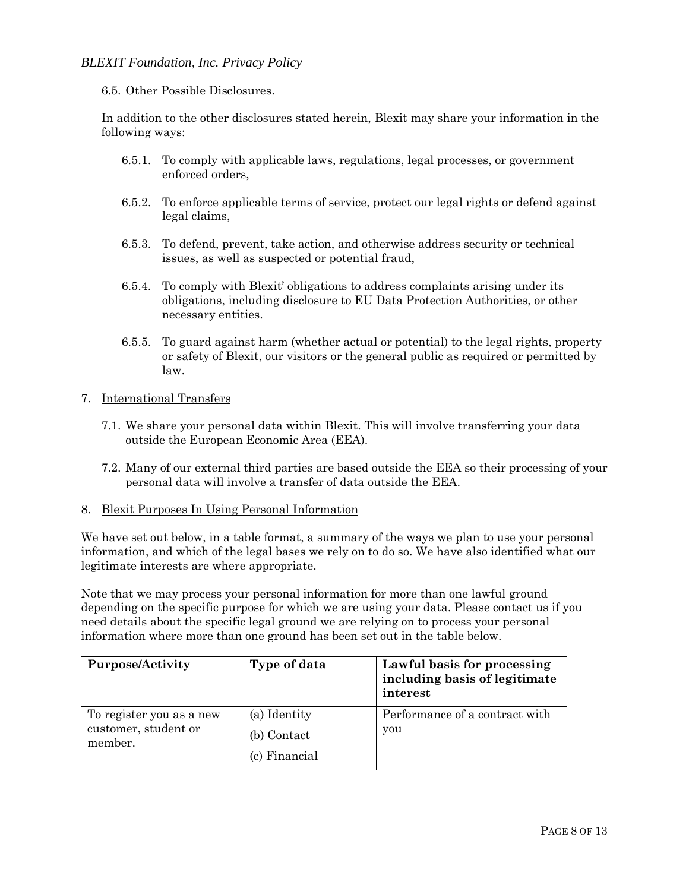6.5. <u>Other Possible Disclosures</u>.

In addition to the other disclosures stated herein, Blexit may share your information in the following ways:

6.5.1. To comply with applicable laws, regulations, legal processes, or government enforced orders,

6.5.2. To enforce applicable terms of service, protect our legal rights or defend against legal claims,

6.5.3. To defend, prevent, take action, and otherwise address security or technical issues, as well as suspected or potential fraud,

6.5.4. To comply with Blexit' obligations to address complaints arising under its obligations, including disclosure to EU Data Protection Authorities, or other necessary entities.

6.5.5. To guard against harm (whether actual or potential) to the legal rights, property or safety of Blexit, our visitors or the general public as required or permitted by law.

7. <u>International Transfers</u>

7.1. We share your personal data within Blexit. This will involve transferring your data outside the European Economic Area (EEA).

7.2. Many of our external third parties are based outside the EEA so their processing of your personal data will involve a transfer of data outside the EEA.

8. <u>Blexit Purposes In Using Personal Information</u>

We have set out below, in a table format, a summary of the ways we plan to use your personal information, and which of the legal bases we rely on to do so. We have also identified what our legitimate interests are where appropriate.

Note that we may process your personal information for more than one lawful ground depending on the specific purpose for which we are using your data. Please contact us if you need details about the specific legal ground we are relying on to process your personal information where more than one ground has been set out in the table below.

| **Purpose/Activity** | **Type of data** | **Lawful basis for processing including basis of legitimate interest** |
|---|---|---|
| To register you as a new customer, student or member. | (a) Identity<br>(b) Contact<br>(c) Financial | Performance of a contract with you |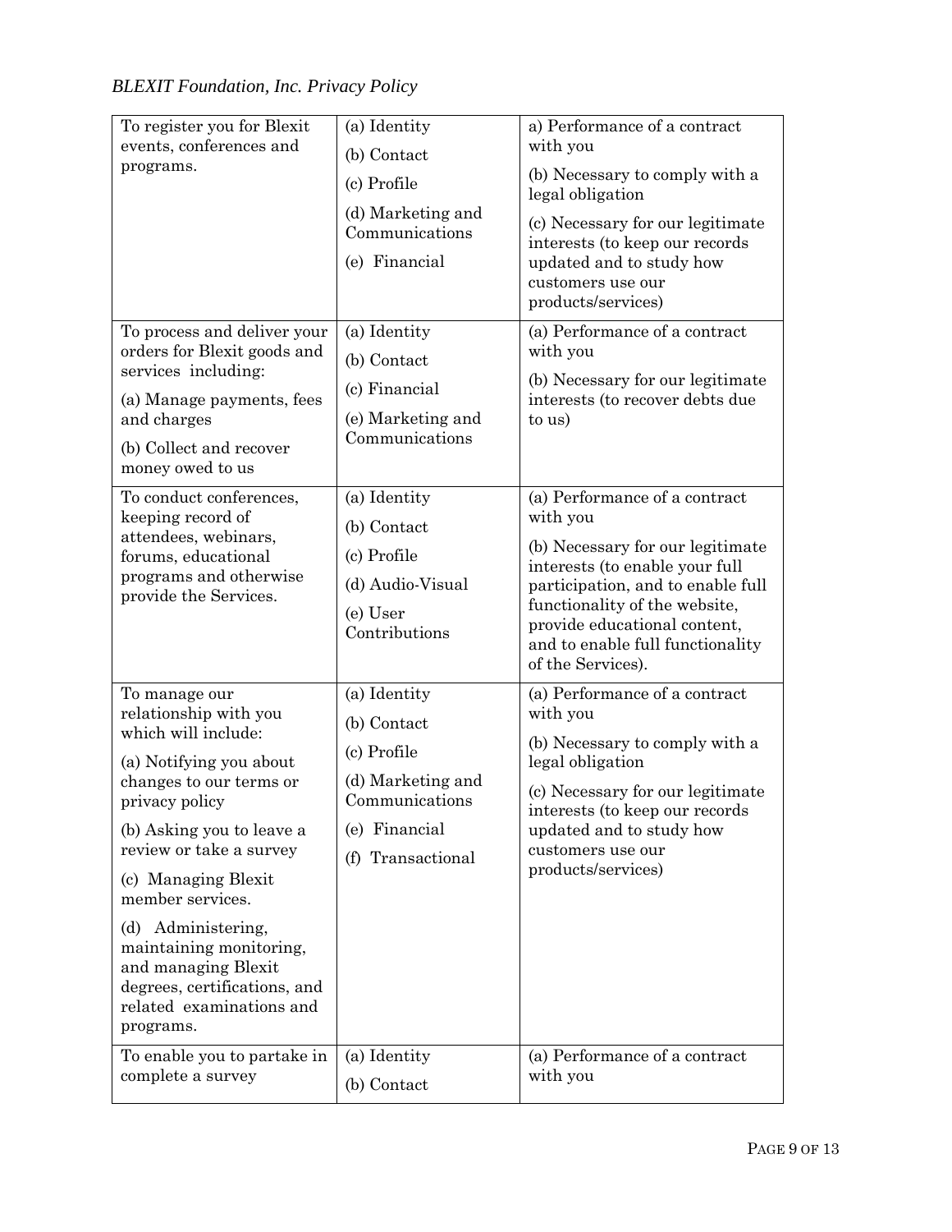| To register you for Blexit events, conferences and programs. | (a) Identity<br>(b) Contact<br>(c) Profile<br>(d) Marketing and Communications<br>(e) Financial | a) Performance of a contract with you<br>(b) Necessary to comply with a legal obligation<br>(c) Necessary for our legitimate interests (to keep our records updated and to study how customers use our products/services) |
|---|---|---|
| To process and deliver your orders for Blexit goods and services including:<br>(a) Manage payments, fees and charges<br>(b) Collect and recover money owed to us | (a) Identity<br>(b) Contact<br>(c) Financial<br>(e) Marketing and Communications | (a) Performance of a contract with you<br>(b) Necessary for our legitimate interests (to recover debts due to us) |
| To conduct conferences, keeping record of attendees, webinars, forums, educational programs and otherwise provide the Services. | (a) Identity<br>(b) Contact<br>(c) Profile<br>(d) Audio-Visual<br>(e) User Contributions | (a) Performance of a contract with you<br>(b) Necessary for our legitimate interests (to enable your full participation, and to enable full functionality of the website, provide educational content, and to enable full functionality of the Services). |
| To manage our relationship with you which will include:<br>(a) Notifying you about changes to our terms or privacy policy<br>(b) Asking you to leave a review or take a survey<br>(c) Managing Blexit member services.<br>(d) Administering, maintaining monitoring, and managing Blexit degrees, certifications, and related examinations and programs. | (a) Identity<br>(b) Contact<br>(c) Profile<br>(d) Marketing and Communications<br>(e) Financial<br>(f) Transactional | (a) Performance of a contract with you<br>(b) Necessary to comply with a legal obligation<br>(c) Necessary for our legitimate interests (to keep our records updated and to study how customers use our products/services) |
| To enable you to partake in complete a survey | (a) Identity<br>(b) Contact | (a) Performance of a contract with you |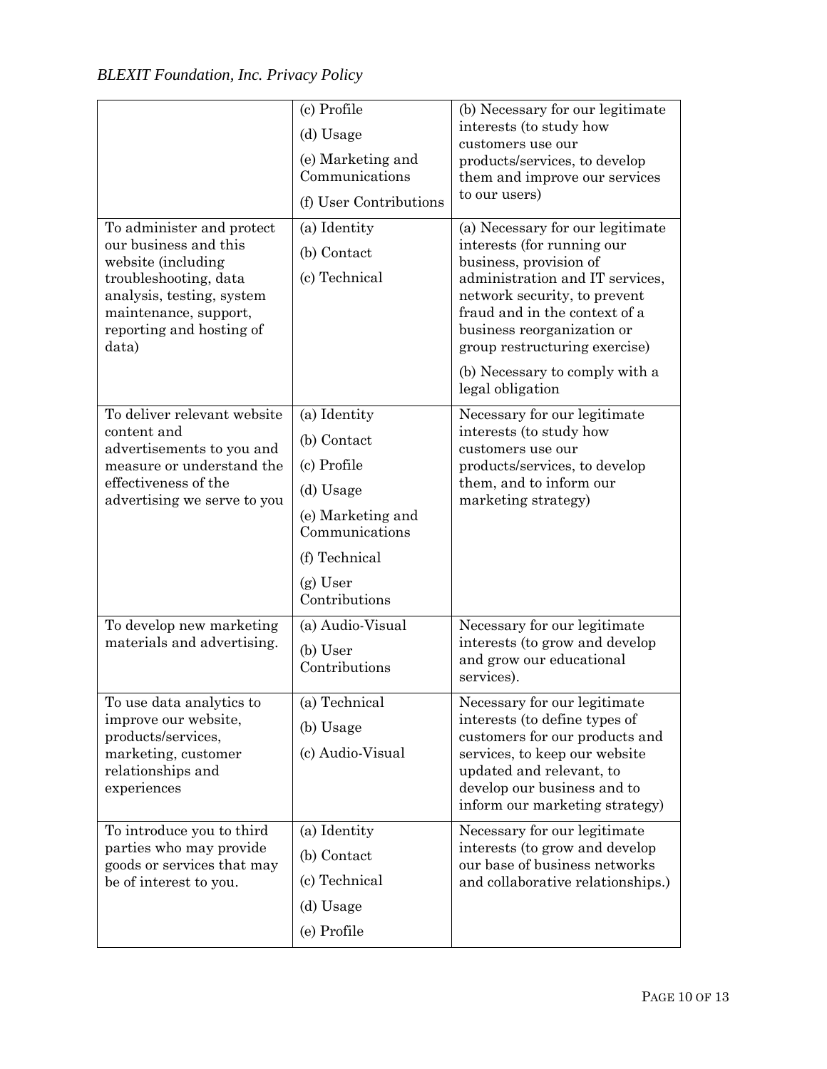| | | |
|---|---|---|
| | (c) Profile<br>(d) Usage<br>(e) Marketing and Communications<br>(f) User Contributions | (b) Necessary for our legitimate interests (to study how customers use our products/services, to develop them and improve our services to our users) |
| To administer and protect our business and this website (including troubleshooting, data analysis, testing, system maintenance, support, reporting and hosting of data) | (a) Identity<br>(b) Contact<br>(c) Technical | (a) Necessary for our legitimate interests (for running our business, provision of administration and IT services, network security, to prevent fraud and in the context of a business reorganization or group restructuring exercise)<br>(b) Necessary to comply with a legal obligation |
| To deliver relevant website content and advertisements to you and measure or understand the effectiveness of the advertising we serve to you | (a) Identity<br>(b) Contact<br>(c) Profile<br>(d) Usage<br>(e) Marketing and Communications<br>(f) Technical<br>(g) User Contributions | Necessary for our legitimate interests (to study how customers use our products/services, to develop them, and to inform our marketing strategy) |
| To develop new marketing materials and advertising. | (a) Audio-Visual<br>(b) User Contributions | Necessary for our legitimate interests (to grow and develop and grow our educational services). |
| To use data analytics to improve our website, products/services, marketing, customer relationships and experiences | (a) Technical<br>(b) Usage<br>(c) Audio-Visual | Necessary for our legitimate interests (to define types of customers for our products and services, to keep our website updated and relevant, to develop our business and to inform our marketing strategy) |
| To introduce you to third parties who may provide goods or services that may be of interest to you. | (a) Identity<br>(b) Contact<br>(c) Technical<br>(d) Usage<br>(e) Profile | Necessary for our legitimate interests (to grow and develop our base of business networks and collaborative relationships.) |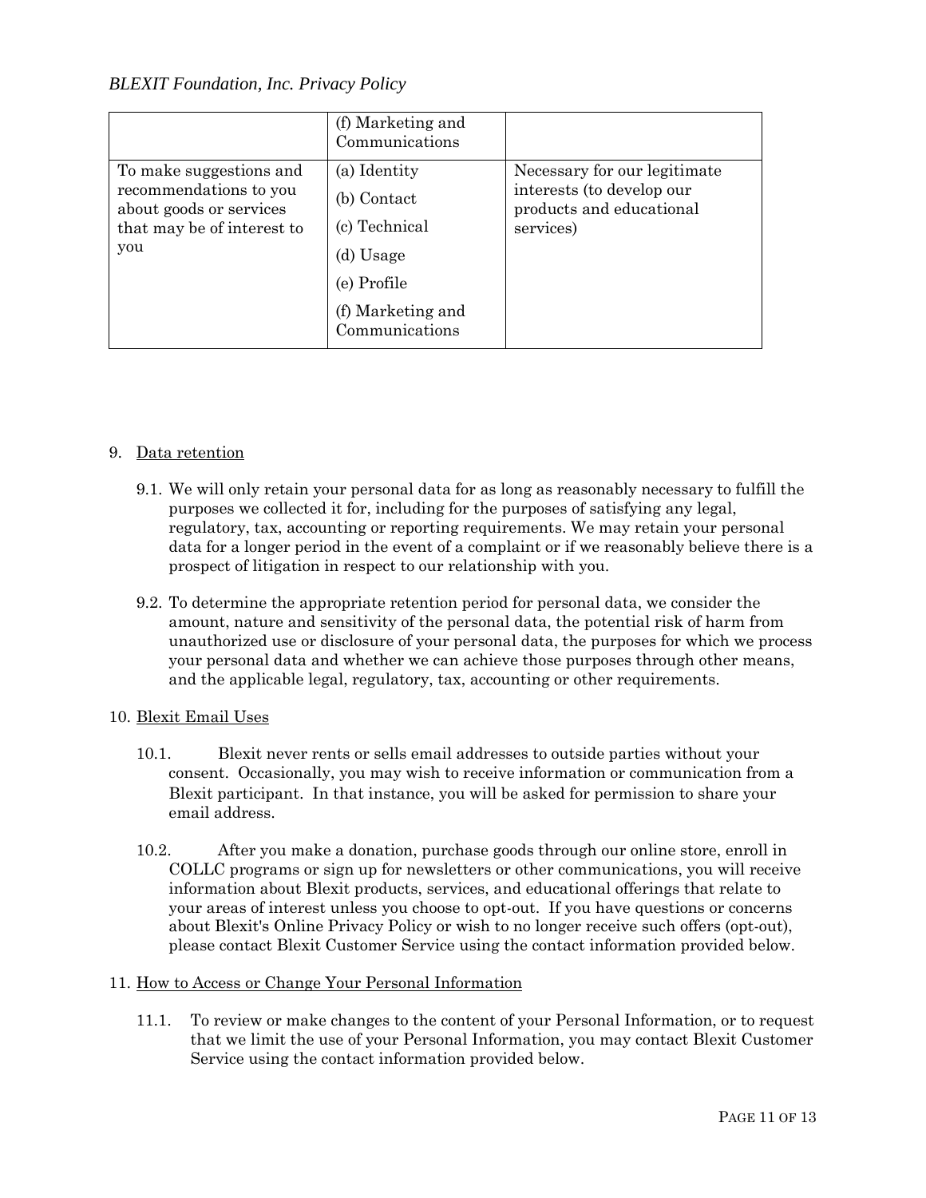| | (f) Marketing and Communications | |
|---|---|---|
| To make suggestions and recommendations to you about goods or services that may be of interest to you | (a) Identity<br>(b) Contact<br>(c) Technical<br>(d) Usage<br>(e) Profile<br>(f) Marketing and Communications | Necessary for our legitimate interests (to develop our products and educational services) |

9. Data retention

   9.1. We will only retain your personal data for as long as reasonably necessary to fulfill the purposes we collected it for, including for the purposes of satisfying any legal, regulatory, tax, accounting or reporting requirements. We may retain your personal data for a longer period in the event of a complaint or if we reasonably believe there is a prospect of litigation in respect to our relationship with you.

   9.2. To determine the appropriate retention period for personal data, we consider the amount, nature and sensitivity of the personal data, the potential risk of harm from unauthorized use or disclosure of your personal data, the purposes for which we process your personal data and whether we can achieve those purposes through other means, and the applicable legal, regulatory, tax, accounting or other requirements.

10. Blexit Email Uses

   10.1. Blexit never rents or sells email addresses to outside parties without your consent. Occasionally, you may wish to receive information or communication from a Blexit participant. In that instance, you will be asked for permission to share your email address.

   10.2. After you make a donation, purchase goods through our online store, enroll in COLLC programs or sign up for newsletters or other communications, you will receive information about Blexit products, services, and educational offerings that relate to your areas of interest unless you choose to opt-out. If you have questions or concerns about Blexit's Online Privacy Policy or wish to no longer receive such offers (opt-out), please contact Blexit Customer Service using the contact information provided below.

11. How to Access or Change Your Personal Information

   11.1. To review or make changes to the content of your Personal Information, or to request that we limit the use of your Personal Information, you may contact Blexit Customer Service using the contact information provided below.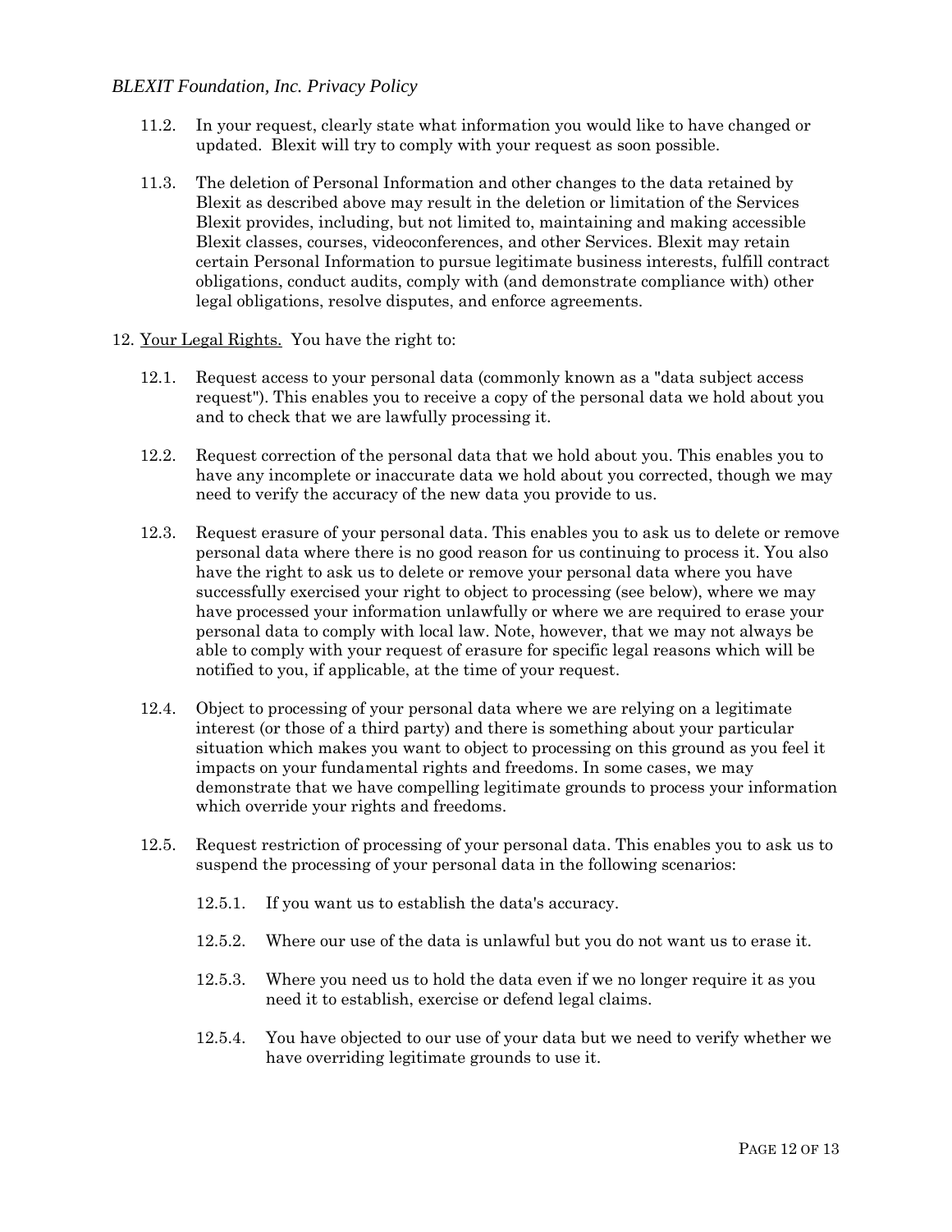11.2. In your request, clearly state what information you would like to have changed or updated. Blexit will try to comply with your request as soon possible.

11.3. The deletion of Personal Information and other changes to the data retained by Blexit as described above may result in the deletion or limitation of the Services Blexit provides, including, but not limited to, maintaining and making accessible Blexit classes, courses, videoconferences, and other Services. Blexit may retain certain Personal Information to pursue legitimate business interests, fulfill contract obligations, conduct audits, comply with (and demonstrate compliance with) other legal obligations, resolve disputes, and enforce agreements.

12. Your Legal Rights. You have the right to:

12.1. Request access to your personal data (commonly known as a "data subject access request"). This enables you to receive a copy of the personal data we hold about you and to check that we are lawfully processing it.

12.2. Request correction of the personal data that we hold about you. This enables you to have any incomplete or inaccurate data we hold about you corrected, though we may need to verify the accuracy of the new data you provide to us.

12.3. Request erasure of your personal data. This enables you to ask us to delete or remove personal data where there is no good reason for us continuing to process it. You also have the right to ask us to delete or remove your personal data where you have successfully exercised your right to object to processing (see below), where we may have processed your information unlawfully or where we are required to erase your personal data to comply with local law. Note, however, that we may not always be able to comply with your request of erasure for specific legal reasons which will be notified to you, if applicable, at the time of your request.

12.4. Object to processing of your personal data where we are relying on a legitimate interest (or those of a third party) and there is something about your particular situation which makes you want to object to processing on this ground as you feel it impacts on your fundamental rights and freedoms. In some cases, we may demonstrate that we have compelling legitimate grounds to process your information which override your rights and freedoms.

12.5. Request restriction of processing of your personal data. This enables you to ask us to suspend the processing of your personal data in the following scenarios:

12.5.1. If you want us to establish the data's accuracy.

12.5.2. Where our use of the data is unlawful but you do not want us to erase it.

12.5.3. Where you need us to hold the data even if we no longer require it as you need it to establish, exercise or defend legal claims.

12.5.4. You have objected to our use of your data but we need to verify whether we have overriding legitimate grounds to use it.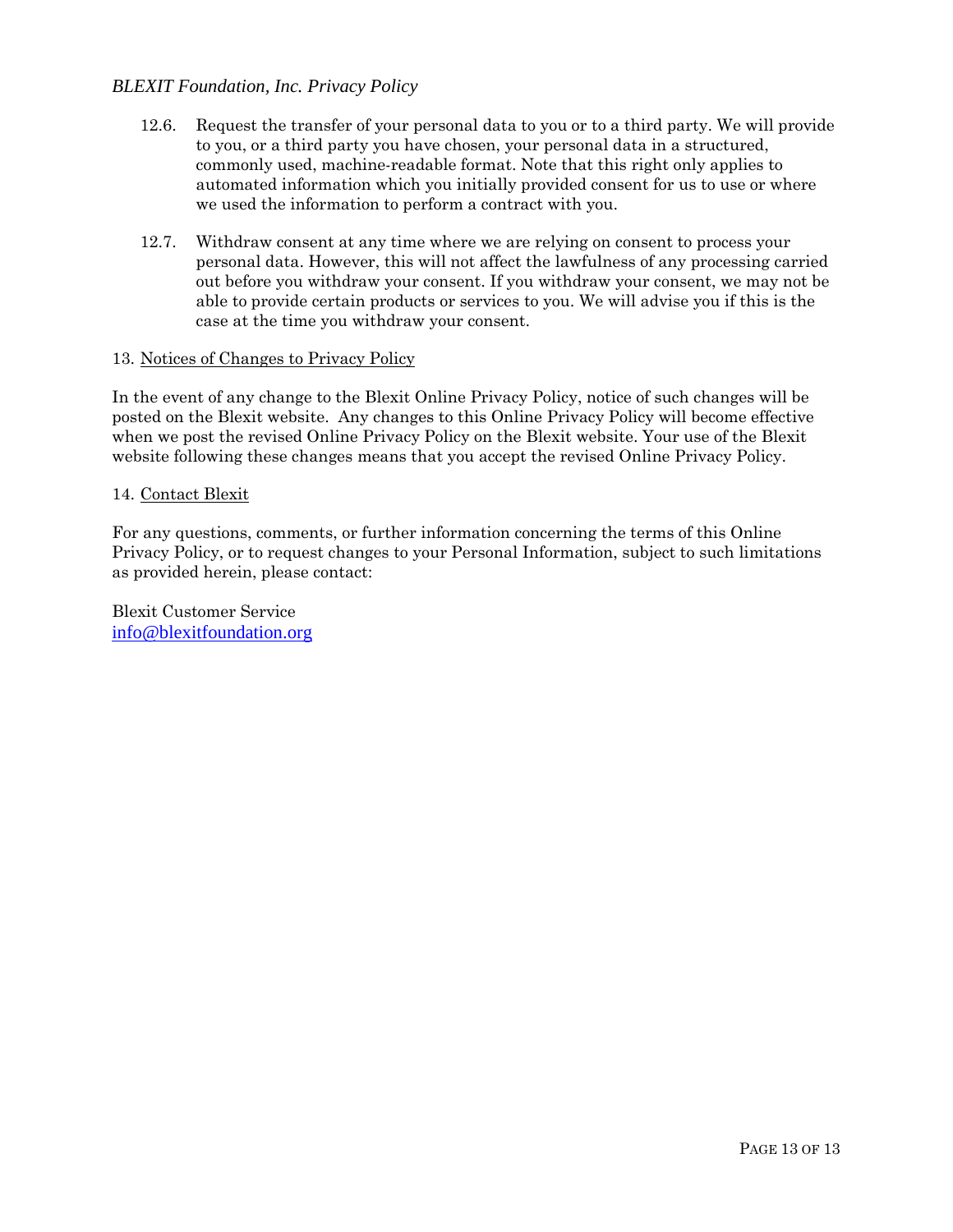12.6. Request the transfer of your personal data to you or to a third party. We will provide to you, or a third party you have chosen, your personal data in a structured, commonly used, machine-readable format. Note that this right only applies to automated information which you initially provided consent for us to use or where we used the information to perform a contract with you.

12.7. Withdraw consent at any time where we are relying on consent to process your personal data. However, this will not affect the lawfulness of any processing carried out before you withdraw your consent. If you withdraw your consent, we may not be able to provide certain products or services to you. We will advise you if this is the case at the time you withdraw your consent.

## 13. Notices of Changes to Privacy Policy

In the event of any change to the Blexit Online Privacy Policy, notice of such changes will be posted on the Blexit website. Any changes to this Online Privacy Policy will become effective when we post the revised Online Privacy Policy on the Blexit website. Your use of the Blexit website following these changes means that you accept the revised Online Privacy Policy.

## 14. Contact Blexit

For any questions, comments, or further information concerning the terms of this Online Privacy Policy, or to request changes to your Personal Information, subject to such limitations as provided herein, please contact:

Blexit Customer Service
[info@blexitfoundation.org](mailto:info@blexitfoundation.org)